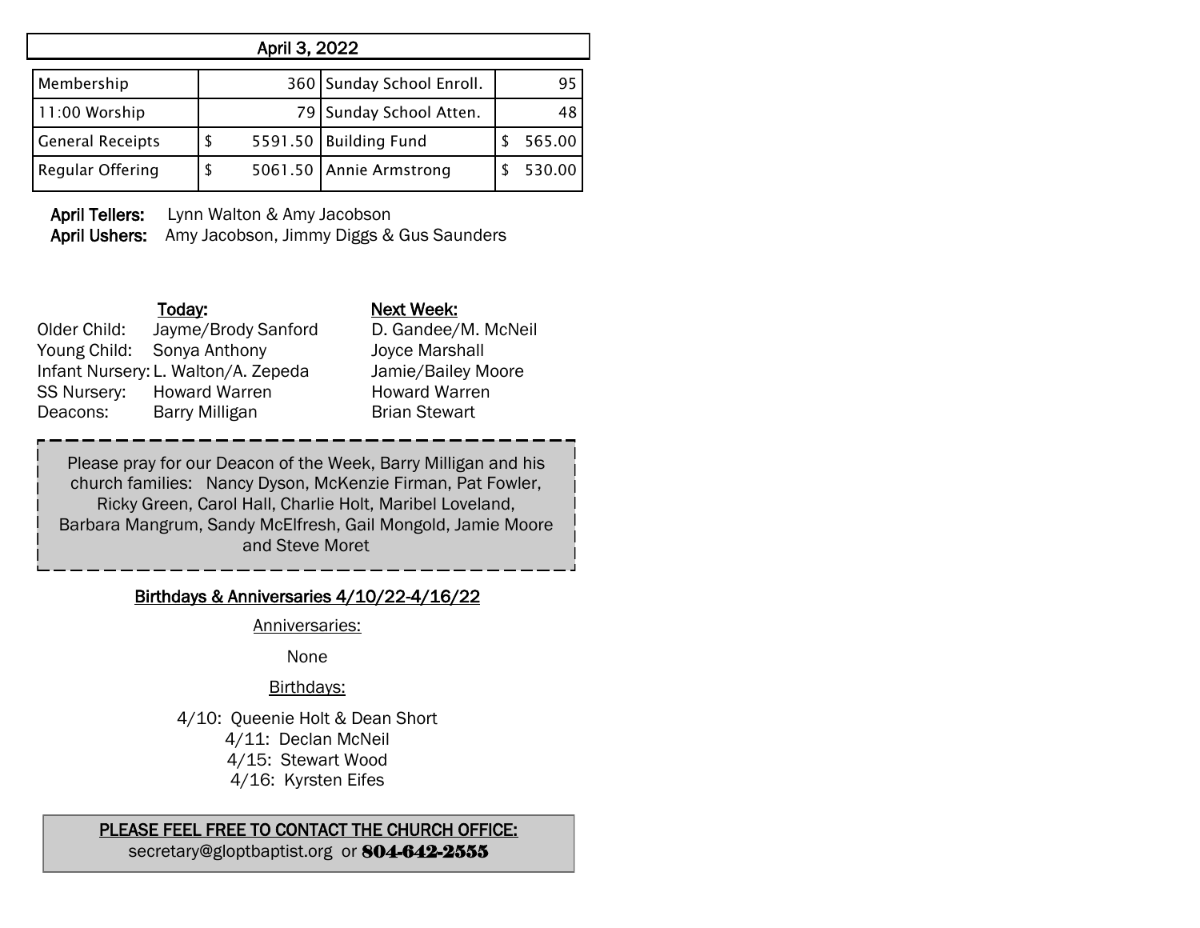## April 3, 2022

| Membership | 360 | Sunday School Enroll. | 95 |
|---|---|---|---|
| 11:00 Worship | 79 | Sunday School Atten. | 48 |
| General Receipts | $ 5591.50 | Building Fund | $ 565.00 |
| Regular Offering | $ 5061.50 | Annie Armstrong | $ 530.00 |

**April Tellers:** Lynn Walton & Amy Jacobson
**April Ushers:** Amy Jacobson, Jimmy Diggs & Gus Saunders

| | Today: | Next Week: |
|---|---|---|
| Older Child: | Jayme/Brody Sanford | D. Gandee/M. McNeil |
| Young Child: | Sonya Anthony | Joyce Marshall |
| Infant Nursery: | L. Walton/A. Zepeda | Jamie/Bailey Moore |
| SS Nursery: | Howard Warren | Howard Warren |
| Deacons: | Barry Milligan | Brian Stewart |

Please pray for our Deacon of the Week, Barry Milligan and his church families: Nancy Dyson, McKenzie Firman, Pat Fowler, Ricky Green, Carol Hall, Charlie Holt, Maribel Loveland, Barbara Mangrum, Sandy McElfresh, Gail Mongold, Jamie Moore and Steve Moret

### Birthdays & Anniversaries 4/10/22-4/16/22

Anniversaries:

None

Birthdays:

4/10: Queenie Holt & Dean Short
4/11: Declan McNeil
4/15: Stewart Wood
4/16: Kyrsten Eifes

**PLEASE FEEL FREE TO CONTACT THE CHURCH OFFICE:**
secretary@gloptbaptist.org or **804-642-2555**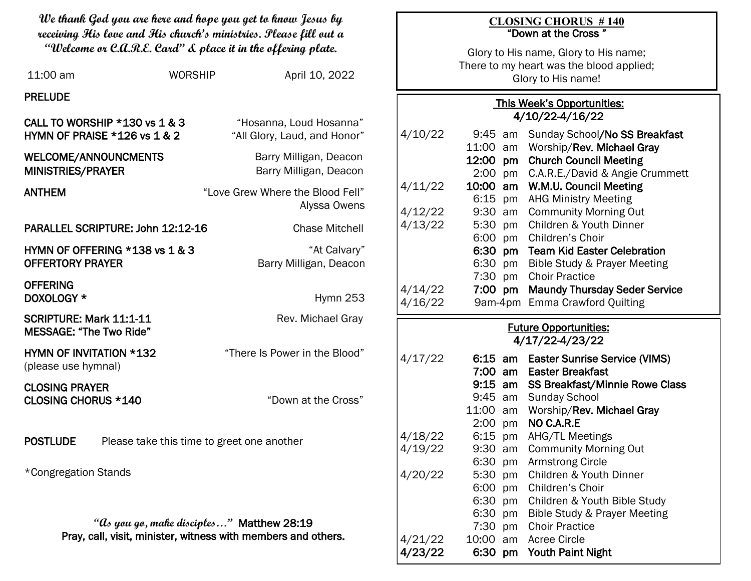***We thank God you are here and hope you get to know Jesus by receiving His love and His church's ministries. Please fill out a "Welcome or C.A.R.E. Card" & place it in the offering plate.***

| | | |
|---|---|---|
| 11:00 am | WORSHIP | April 10, 2022 |

PRELUDE

| | |
|---|---|
| CALL TO WORSHIP *130 vs 1 & 3 | "Hosanna, Loud Hosanna" |
| HYMN OF PRAISE *126 vs 1 & 2 | "All Glory, Laud, and Honor" |
| WELCOME/ANNOUNCMENTS | Barry Milligan, Deacon |
| MINISTRIES/PRAYER | Barry Milligan, Deacon |
| ANTHEM | "Love Grew Where the Blood Fell" Alyssa Owens |
| PARALLEL SCRIPTURE: John 12:12-16 | Chase Mitchell |
| HYMN OF OFFERING *138 vs 1 & 3 | "At Calvary" |
| OFFERTORY PRAYER | Barry Milligan, Deacon |
| OFFERING | |
| DOXOLOGY * | Hymn 253 |
| SCRIPTURE: Mark 11:1-11 | Rev. Michael Gray |
| MESSAGE: "The Two Ride" | |
| HYMN OF INVITATION *132 (please use hymnal) | "There Is Power in the Blood" |
| CLOSING PRAYER | |
| CLOSING CHORUS *140 | "Down at the Cross" |

**POSTLUDE** Please take this time to greet one another

*Congregation Stands

***"As you go, make disciples…"*** **Matthew 28:19**
**Pray, call, visit, minister, witness with members and others.**

## CLOSING CHORUS # 140
"Down at the Cross "

Glory to His name, Glory to His name;
There to my heart was the blood applied;
Glory to His name!

## This Week's Opportunities:
4/10/22-4/16/22

| | | |
|---|---|---|
| 4/10/22 | 9:45 am | Sunday School/**No SS Breakfast** |
| | 11:00 am | Worship/**Rev. Michael Gray** |
| | **12:00 pm** | **Church Council Meeting** |
| | 2:00 pm | C.A.R.E./David & Angie Crummett |
| 4/11/22 | **10:00 am** | **W.M.U. Council Meeting** |
| | 6:15 pm | AHG Ministry Meeting |
| 4/12/22 | 9:30 am | Community Morning Out |
| 4/13/22 | 5:30 pm | Children & Youth Dinner |
| | 6:00 pm | Children's Choir |
| | **6:30 pm** | **Team Kid Easter Celebration** |
| | 6:30 pm | Bible Study & Prayer Meeting |
| | 7:30 pm | Choir Practice |
| 4/14/22 | **7:00 pm** | **Maundy Thursday Seder Service** |
| 4/16/22 | 9am-4pm | Emma Crawford Quilting |

## Future Opportunities:
4/17/22-4/23/22

| | | |
|---|---|---|
| 4/17/22 | **6:15 am** | **Easter Sunrise Service (VIMS)** |
| | **7:00 am** | **Easter Breakfast** |
| | **9:15 am** | **SS Breakfast/Minnie Rowe Class** |
| | 9:45 am | Sunday School |
| | 11:00 am | Worship/**Rev. Michael Gray** |
| | 2:00 pm | **NO C.A.R.E** |
| 4/18/22 | 6:15 pm | AHG/TL Meetings |
| 4/19/22 | 9:30 am | Community Morning Out |
| | 6:30 pm | Armstrong Circle |
| 4/20/22 | 5:30 pm | Children & Youth Dinner |
| | 6:00 pm | Children's Choir |
| | 6:30 pm | Children & Youth Bible Study |
| | 6:30 pm | Bible Study & Prayer Meeting |
| | 7:30 pm | Choir Practice |
| 4/21/22 | 10:00 am | Acree Circle |
| **4/23/22** | **6:30 pm** | **Youth Paint Night** |